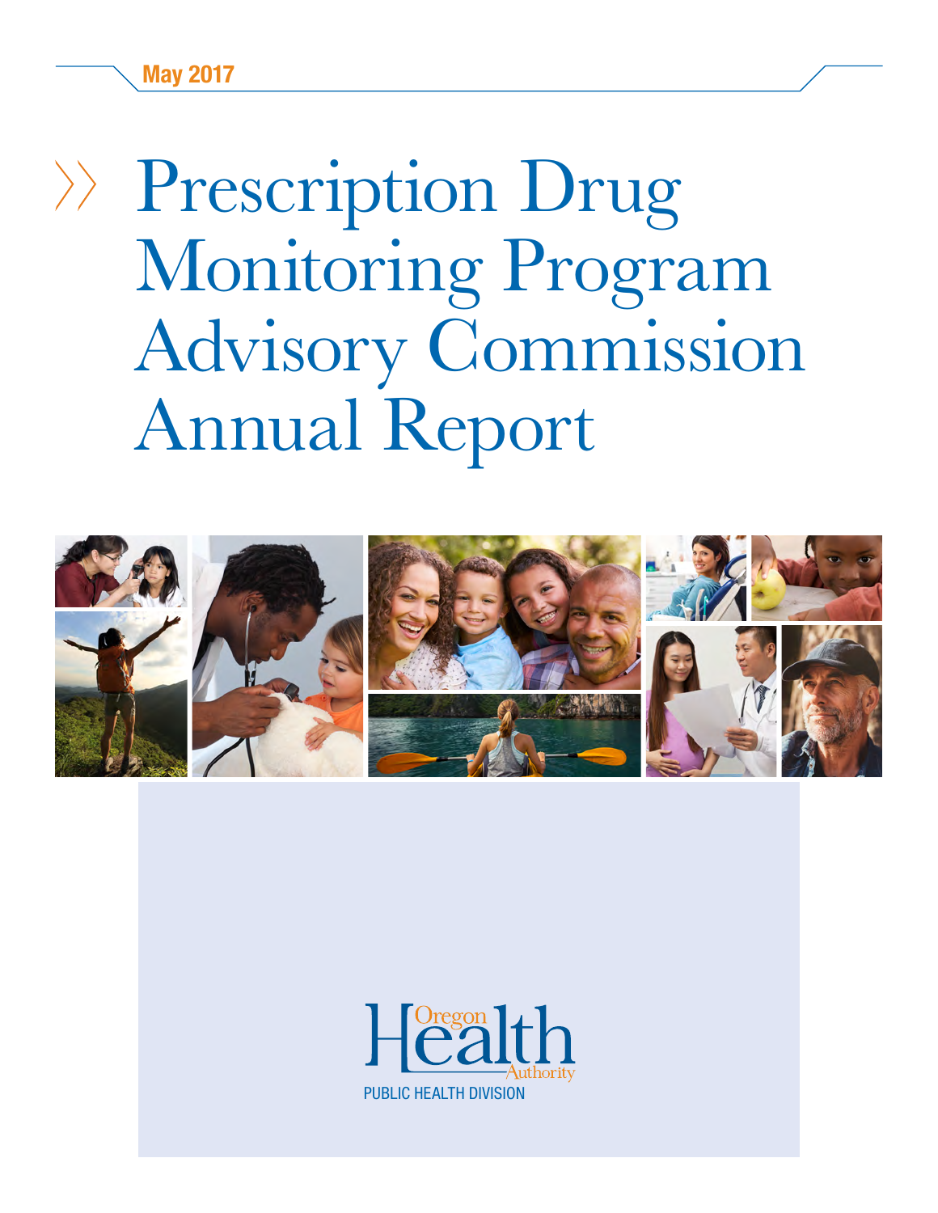May 2017

# Prescription Drug Monitoring Program Advisory Commission Annual Report

Oregon Health Authority

PUBLIC HEALTH DIVISION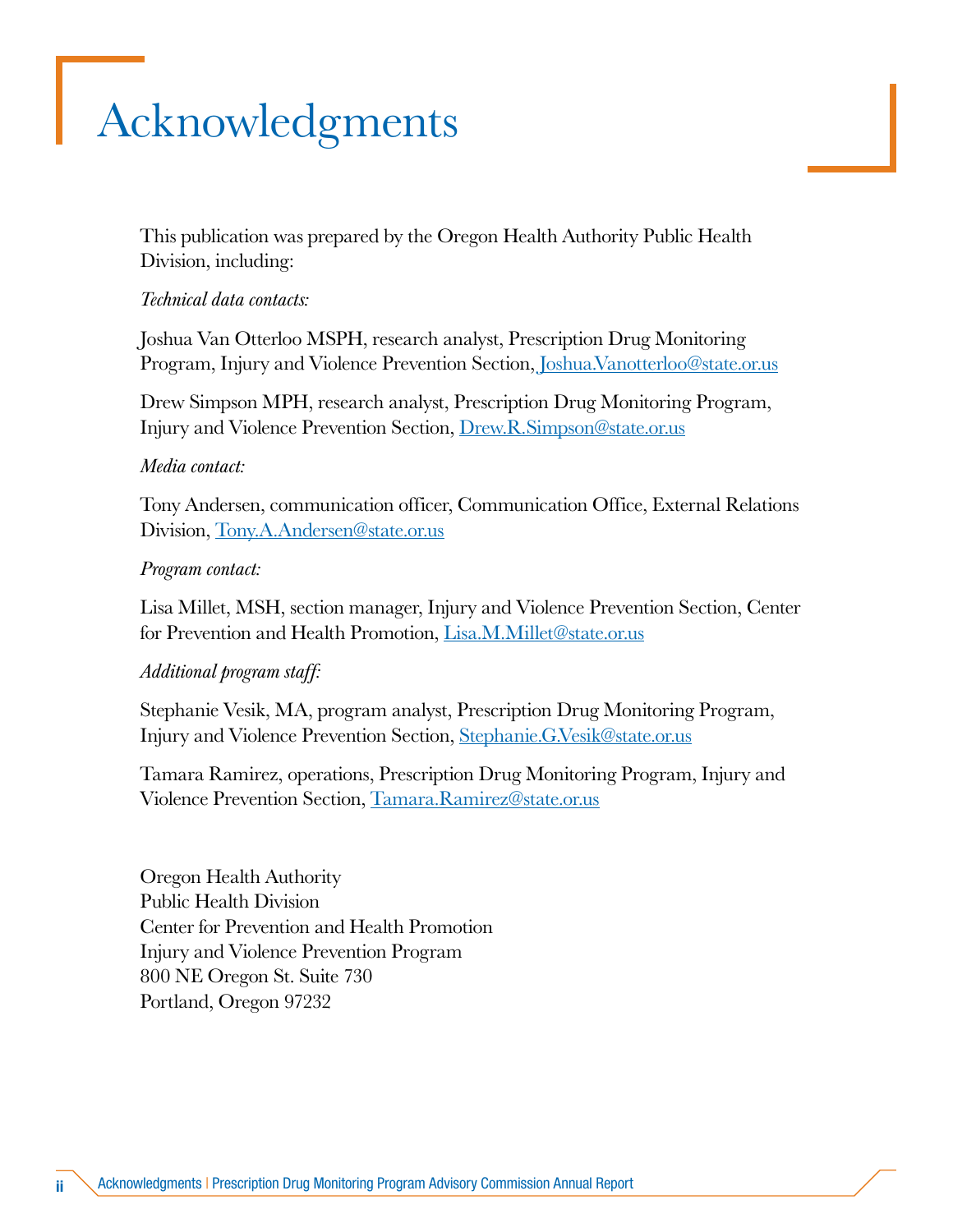# Acknowledgments

This publication was prepared by the Oregon Health Authority Public Health Division, including:

*Technical data contacts:*

Joshua Van Otterloo MSPH, research analyst, Prescription Drug Monitoring Program, Injury and Violence Prevention Section, Joshua.Vanotterloo@state.or.us

Drew Simpson MPH, research analyst, Prescription Drug Monitoring Program, Injury and Violence Prevention Section, Drew.R.Simpson@state.or.us

*Media contact:*

Tony Andersen, communication officer, Communication Office, External Relations Division, Tony.A.Andersen@state.or.us

*Program contact:*

Lisa Millet, MSH, section manager, Injury and Violence Prevention Section, Center for Prevention and Health Promotion, Lisa.M.Millet@state.or.us

*Additional program staff:*

Stephanie Vesik, MA, program analyst, Prescription Drug Monitoring Program, Injury and Violence Prevention Section, Stephanie.G.Vesik@state.or.us

Tamara Ramirez, operations, Prescription Drug Monitoring Program, Injury and Violence Prevention Section, Tamara.Ramirez@state.or.us

Oregon Health Authority
Public Health Division
Center for Prevention and Health Promotion
Injury and Violence Prevention Program
800 NE Oregon St. Suite 730
Portland, Oregon 97232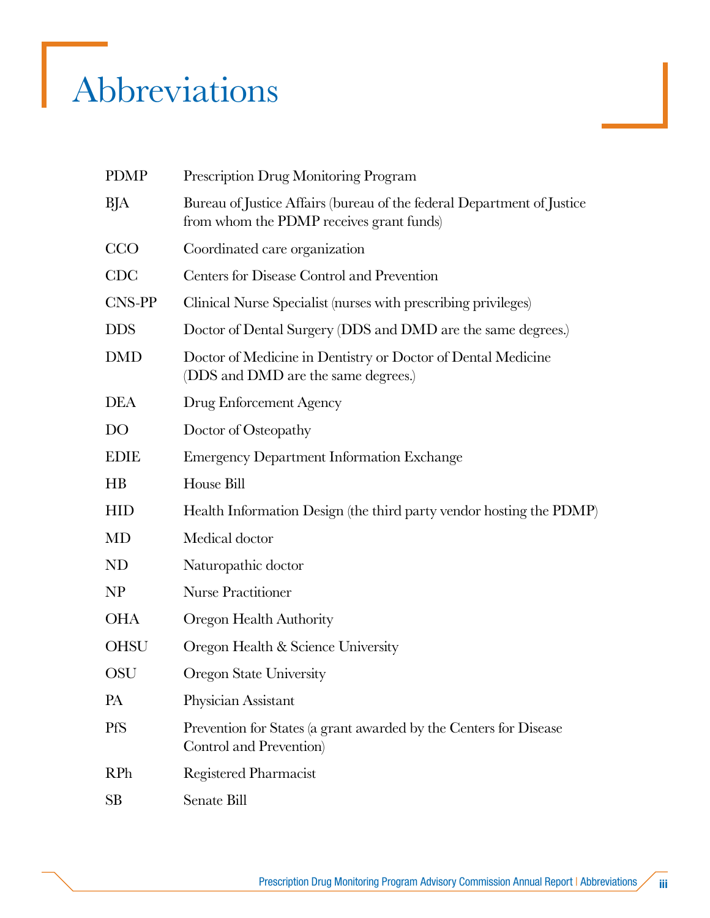# Abbreviations

| | |
|---|---|
| PDMP | Prescription Drug Monitoring Program |
| BJA | Bureau of Justice Affairs (bureau of the federal Department of Justice from whom the PDMP receives grant funds) |
| CCO | Coordinated care organization |
| CDC | Centers for Disease Control and Prevention |
| CNS-PP | Clinical Nurse Specialist (nurses with prescribing privileges) |
| DDS | Doctor of Dental Surgery (DDS and DMD are the same degrees.) |
| DMD | Doctor of Medicine in Dentistry or Doctor of Dental Medicine (DDS and DMD are the same degrees.) |
| DEA | Drug Enforcement Agency |
| DO | Doctor of Osteopathy |
| EDIE | Emergency Department Information Exchange |
| HB | House Bill |
| HID | Health Information Design (the third party vendor hosting the PDMP) |
| MD | Medical doctor |
| ND | Naturopathic doctor |
| NP | Nurse Practitioner |
| OHA | Oregon Health Authority |
| OHSU | Oregon Health & Science University |
| OSU | Oregon State University |
| PA | Physician Assistant |
| PfS | Prevention for States (a grant awarded by the Centers for Disease Control and Prevention) |
| RPh | Registered Pharmacist |
| SB | Senate Bill |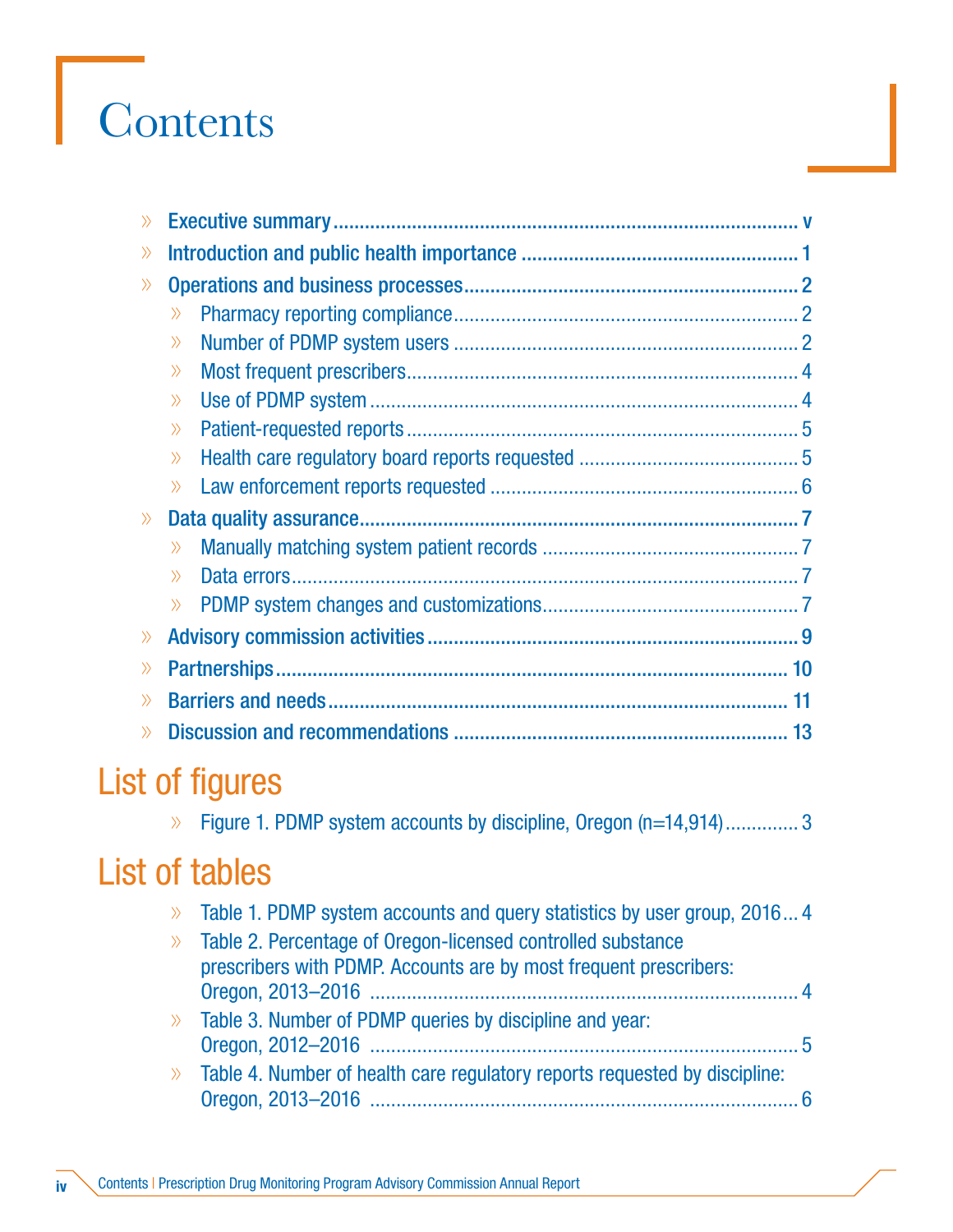# Contents

- Executive summary ..................................................................................... v
- Introduction and public health importance .................................................... 1
- Operations and business processes............................................................. 2
  - Pharmacy reporting compliance................................................................ 2
  - Number of PDMP system users ................................................................ 2
  - Most frequent prescribers......................................................................... 4
  - Use of PDMP system ................................................................................ 4
  - Patient-requested reports......................................................................... 5
  - Health care regulatory board reports requested ......................................... 5
  - Law enforcement reports requested ......................................................... 6
- Data quality assurance................................................................................. 7
  - Manually matching system patient records ................................................ 7
  - Data errors............................................................................................... 7
  - PDMP system changes and customizations................................................ 7
- Advisory commission activities .................................................................... 9
- Partnerships............................................................................................... 10
- Barriers and needs..................................................................................... 11
- Discussion and recommendations .............................................................. 13

## List of figures

- Figure 1. PDMP system accounts by discipline, Oregon (n=14,914).............. 3

## List of tables

- Table 1. PDMP system accounts and query statistics by user group, 2016... 4
- Table 2. Percentage of Oregon-licensed controlled substance prescribers with PDMP. Accounts are by most frequent prescribers: Oregon, 2013–2016 ................................................................................. 4
- Table 3. Number of PDMP queries by discipline and year: Oregon, 2012–2016 ................................................................................. 5
- Table 4. Number of health care regulatory reports requested by discipline: Oregon, 2013–2016 ................................................................................. 6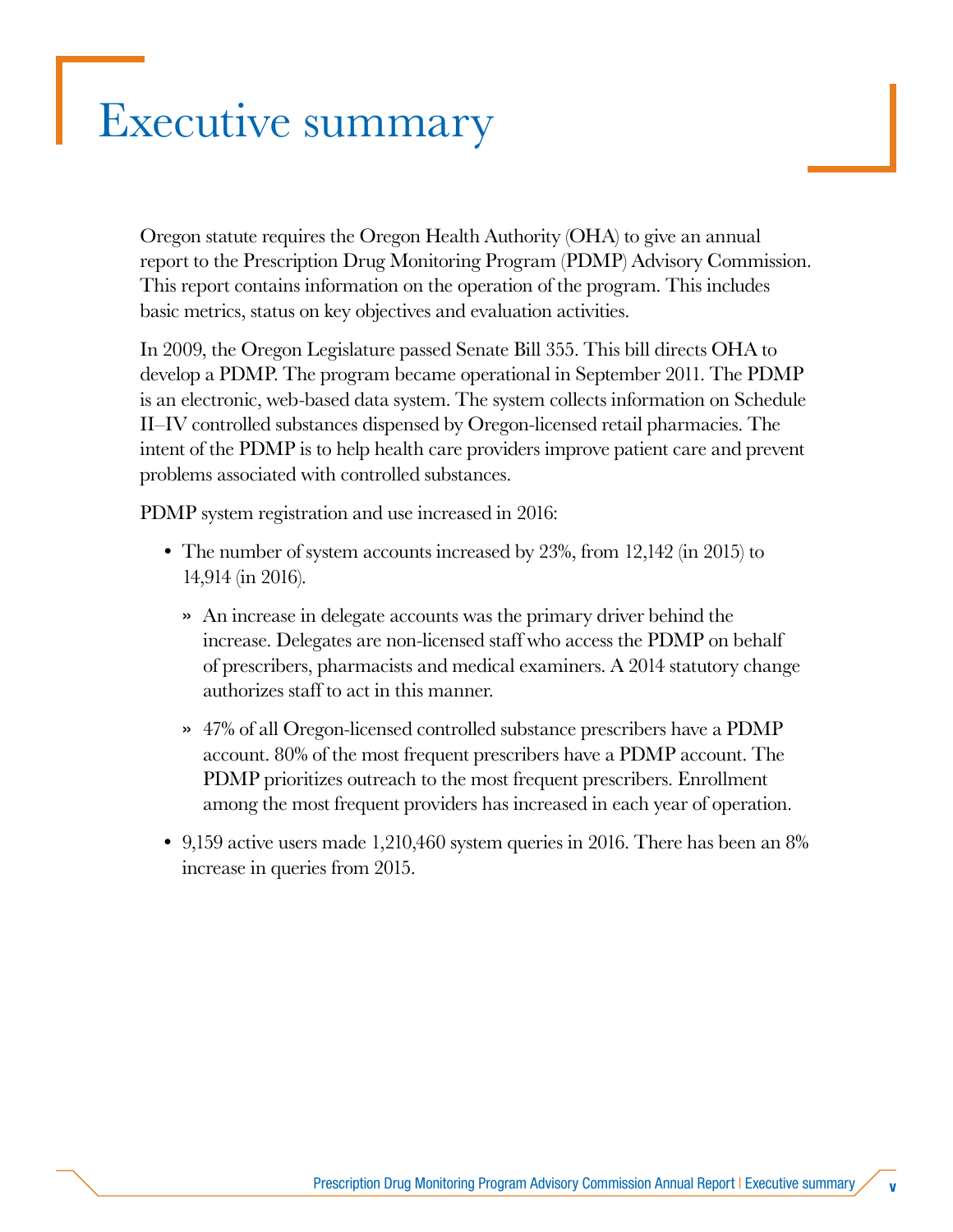# Executive summary

Oregon statute requires the Oregon Health Authority (OHA) to give an annual report to the Prescription Drug Monitoring Program (PDMP) Advisory Commission. This report contains information on the operation of the program. This includes basic metrics, status on key objectives and evaluation activities.

In 2009, the Oregon Legislature passed Senate Bill 355. This bill directs OHA to develop a PDMP. The program became operational in September 2011. The PDMP is an electronic, web-based data system. The system collects information on Schedule II–IV controlled substances dispensed by Oregon-licensed retail pharmacies. The intent of the PDMP is to help health care providers improve patient care and prevent problems associated with controlled substances.

PDMP system registration and use increased in 2016:

- The number of system accounts increased by 23%, from 12,142 (in 2015) to 14,914 (in 2016).
  - An increase in delegate accounts was the primary driver behind the increase. Delegates are non-licensed staff who access the PDMP on behalf of prescribers, pharmacists and medical examiners. A 2014 statutory change authorizes staff to act in this manner.
  - 47% of all Oregon-licensed controlled substance prescribers have a PDMP account. 80% of the most frequent prescribers have a PDMP account. The PDMP prioritizes outreach to the most frequent prescribers. Enrollment among the most frequent providers has increased in each year of operation.
- 9,159 active users made 1,210,460 system queries in 2016. There has been an 8% increase in queries from 2015.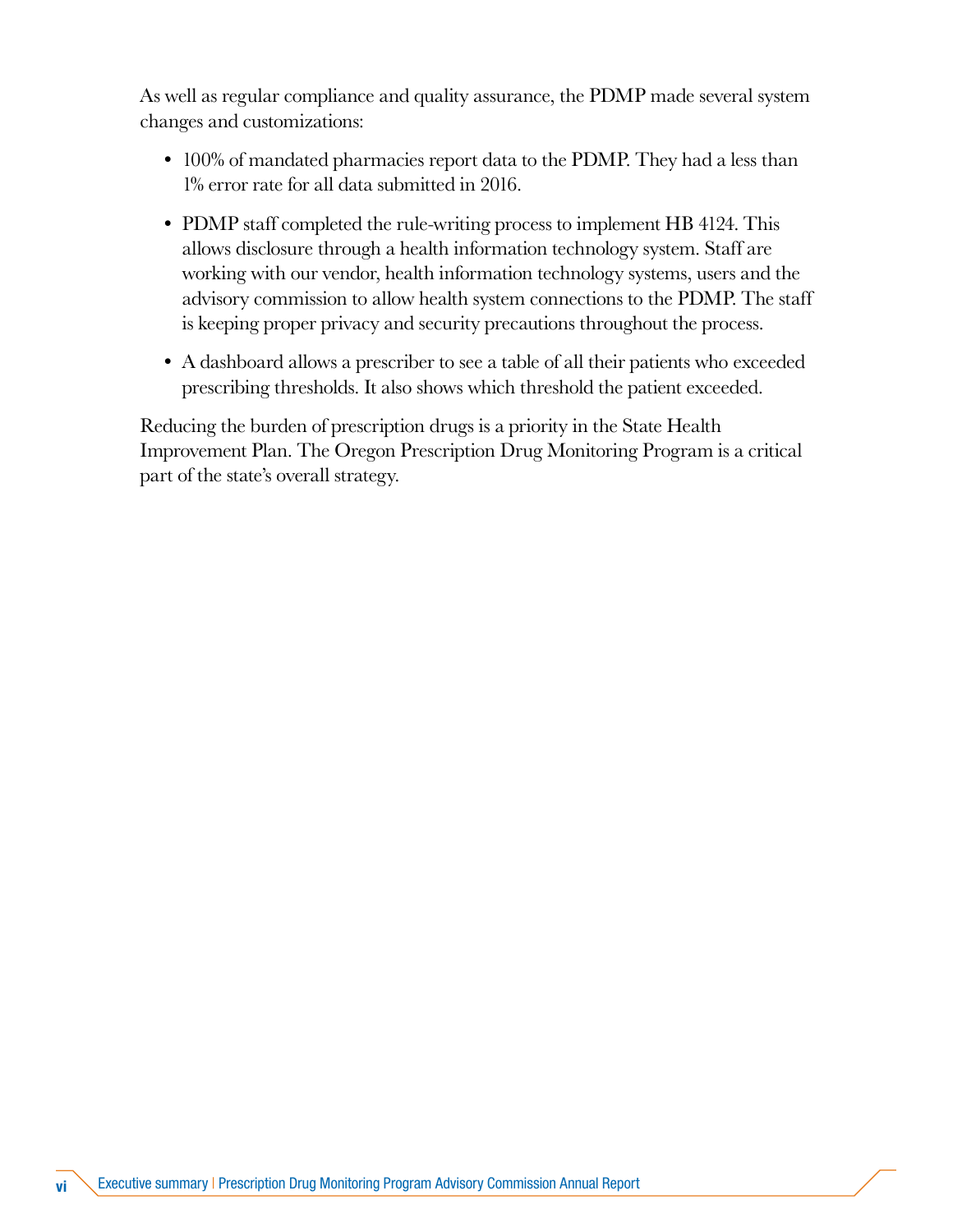As well as regular compliance and quality assurance, the PDMP made several system changes and customizations:

- 100% of mandated pharmacies report data to the PDMP. They had a less than 1% error rate for all data submitted in 2016.
- PDMP staff completed the rule-writing process to implement HB 4124. This allows disclosure through a health information technology system. Staff are working with our vendor, health information technology systems, users and the advisory commission to allow health system connections to the PDMP. The staff is keeping proper privacy and security precautions throughout the process.
- A dashboard allows a prescriber to see a table of all their patients who exceeded prescribing thresholds. It also shows which threshold the patient exceeded.

Reducing the burden of prescription drugs is a priority in the State Health Improvement Plan. The Oregon Prescription Drug Monitoring Program is a critical part of the state's overall strategy.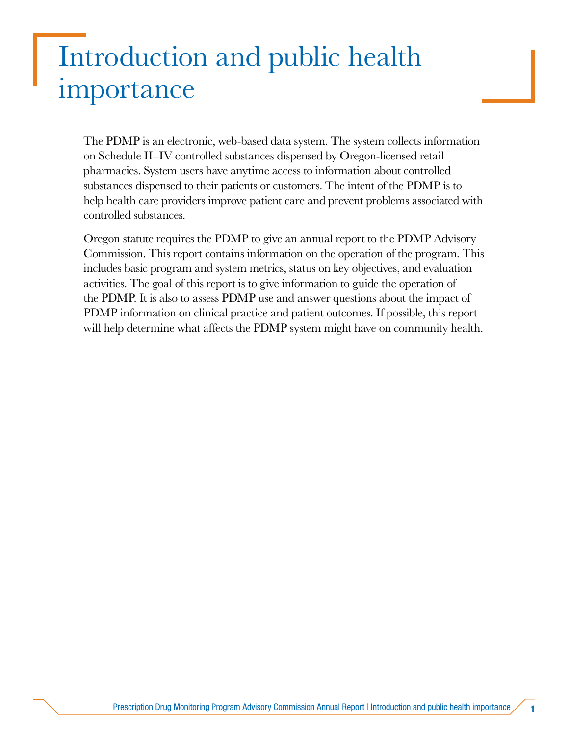# Introduction and public health importance

The PDMP is an electronic, web-based data system. The system collects information on Schedule II–IV controlled substances dispensed by Oregon-licensed retail pharmacies. System users have anytime access to information about controlled substances dispensed to their patients or customers. The intent of the PDMP is to help health care providers improve patient care and prevent problems associated with controlled substances.

Oregon statute requires the PDMP to give an annual report to the PDMP Advisory Commission. This report contains information on the operation of the program. This includes basic program and system metrics, status on key objectives, and evaluation activities. The goal of this report is to give information to guide the operation of the PDMP. It is also to assess PDMP use and answer questions about the impact of PDMP information on clinical practice and patient outcomes. If possible, this report will help determine what affects the PDMP system might have on community health.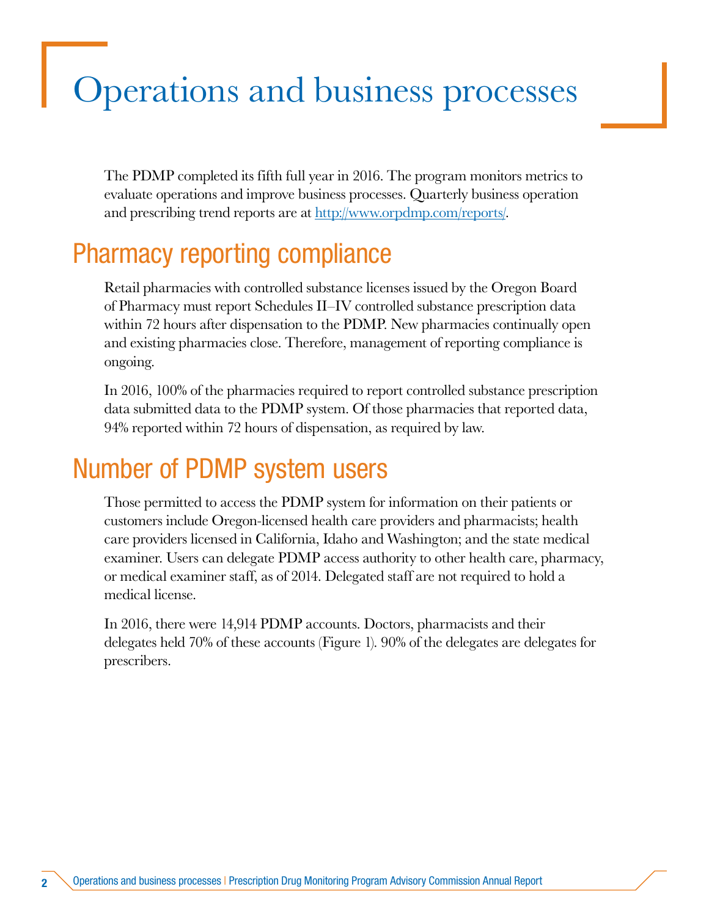# Operations and business processes

The PDMP completed its fifth full year in 2016. The program monitors metrics to evaluate operations and improve business processes. Quarterly business operation and prescribing trend reports are at [http://www.orpdmp.com/reports/](http://www.orpdmp.com/reports/).

## Pharmacy reporting compliance

Retail pharmacies with controlled substance licenses issued by the Oregon Board of Pharmacy must report Schedules II–IV controlled substance prescription data within 72 hours after dispensation to the PDMP. New pharmacies continually open and existing pharmacies close. Therefore, management of reporting compliance is ongoing.

In 2016, 100% of the pharmacies required to report controlled substance prescription data submitted data to the PDMP system. Of those pharmacies that reported data, 94% reported within 72 hours of dispensation, as required by law.

## Number of PDMP system users

Those permitted to access the PDMP system for information on their patients or customers include Oregon-licensed health care providers and pharmacists; health care providers licensed in California, Idaho and Washington; and the state medical examiner. Users can delegate PDMP access authority to other health care, pharmacy, or medical examiner staff, as of 2014. Delegated staff are not required to hold a medical license.

In 2016, there were 14,914 PDMP accounts. Doctors, pharmacists and their delegates held 70% of these accounts (Figure 1). 90% of the delegates are delegates for prescribers.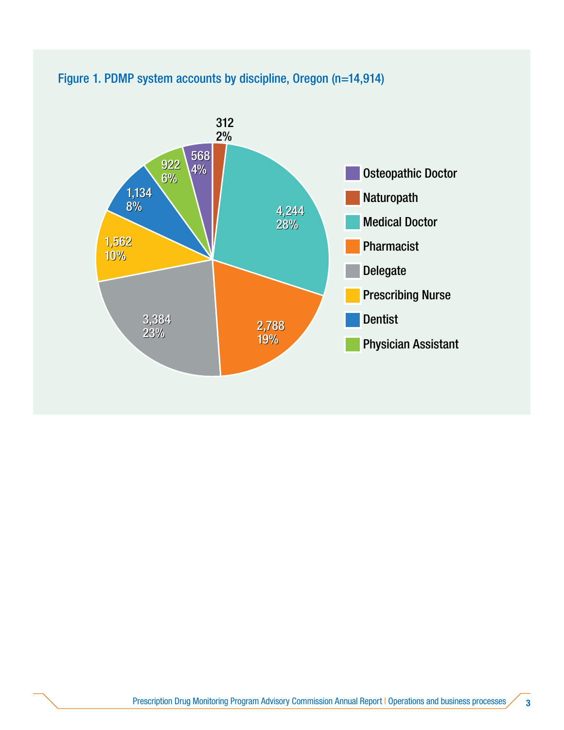Figure 1. PDMP system accounts by discipline, Oregon (n=14,914)

| Discipline | Accounts | Percent |
|---|---|---|
| Osteopathic Doctor | 568 | 4% |
| Naturopath | 312 | 2% |
| Medical Doctor | 4,244 | 28% |
| Pharmacist | 2,788 | 19% |
| Delegate | 3,384 | 23% |
| Prescribing Nurse | 1,562 | 10% |
| Dentist | 1,134 | 8% |
| Physician Assistant | 922 | 6% |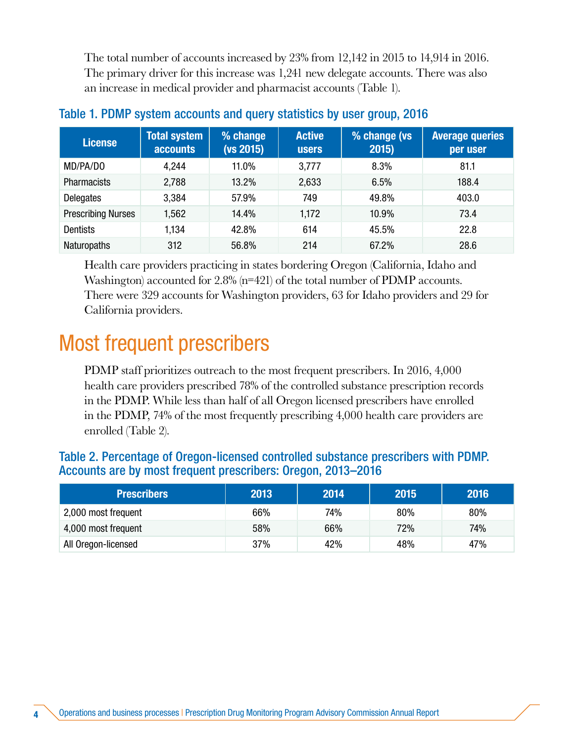The total number of accounts increased by 23% from 12,142 in 2015 to 14,914 in 2016. The primary driver for this increase was 1,241 new delegate accounts. There was also an increase in medical provider and pharmacist accounts (Table 1).

### Table 1. PDMP system accounts and query statistics by user group, 2016

| License | Total system accounts | % change (vs 2015) | Active users | % change (vs 2015) | Average queries per user |
|---|---|---|---|---|---|
| MD/PA/DO | 4,244 | 11.0% | 3,777 | 8.3% | 81.1 |
| Pharmacists | 2,788 | 13.2% | 2,633 | 6.5% | 188.4 |
| Delegates | 3,384 | 57.9% | 749 | 49.8% | 403.0 |
| Prescribing Nurses | 1,562 | 14.4% | 1,172 | 10.9% | 73.4 |
| Dentists | 1,134 | 42.8% | 614 | 45.5% | 22.8 |
| Naturopaths | 312 | 56.8% | 214 | 67.2% | 28.6 |

Health care providers practicing in states bordering Oregon (California, Idaho and Washington) accounted for 2.8% (n=421) of the total number of PDMP accounts. There were 329 accounts for Washington providers, 63 for Idaho providers and 29 for California providers.

# Most frequent prescribers

PDMP staff prioritizes outreach to the most frequent prescribers. In 2016, 4,000 health care providers prescribed 78% of the controlled substance prescription records in the PDMP. While less than half of all Oregon licensed prescribers have enrolled in the PDMP, 74% of the most frequently prescribing 4,000 health care providers are enrolled (Table 2).

### Table 2. Percentage of Oregon-licensed controlled substance prescribers with PDMP. Accounts are by most frequent prescribers: Oregon, 2013–2016

| Prescribers | 2013 | 2014 | 2015 | 2016 |
|---|---|---|---|---|
| 2,000 most frequent | 66% | 74% | 80% | 80% |
| 4,000 most frequent | 58% | 66% | 72% | 74% |
| All Oregon-licensed | 37% | 42% | 48% | 47% |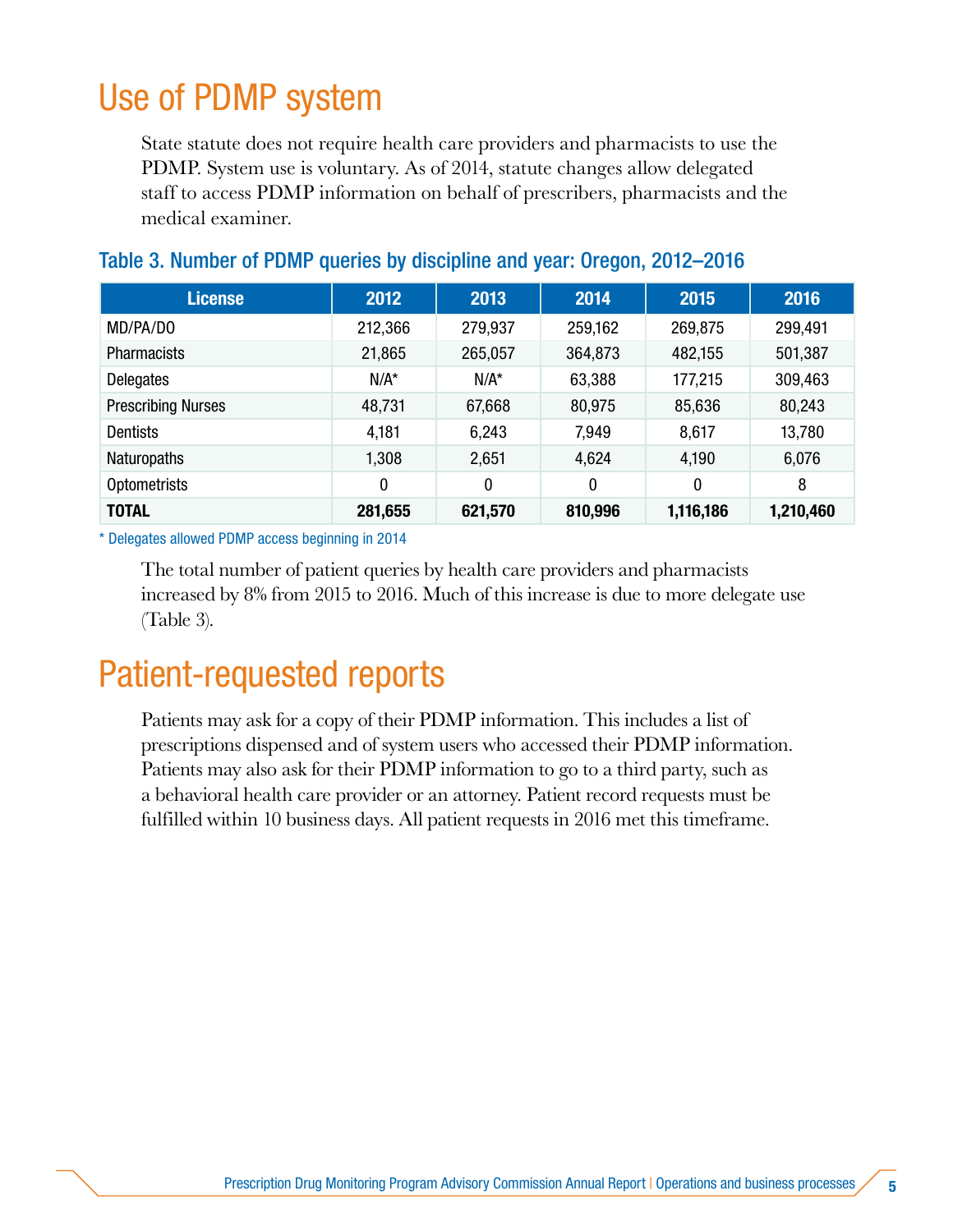# Use of PDMP system

State statute does not require health care providers and pharmacists to use the PDMP. System use is voluntary. As of 2014, statute changes allow delegated staff to access PDMP information on behalf of prescribers, pharmacists and the medical examiner.

### Table 3. Number of PDMP queries by discipline and year: Oregon, 2012–2016

| License | 2012 | 2013 | 2014 | 2015 | 2016 |
|---|---|---|---|---|---|
| MD/PA/DO | 212,366 | 279,937 | 259,162 | 269,875 | 299,491 |
| Pharmacists | 21,865 | 265,057 | 364,873 | 482,155 | 501,387 |
| Delegates | N/A* | N/A* | 63,388 | 177,215 | 309,463 |
| Prescribing Nurses | 48,731 | 67,668 | 80,975 | 85,636 | 80,243 |
| Dentists | 4,181 | 6,243 | 7,949 | 8,617 | 13,780 |
| Naturopaths | 1,308 | 2,651 | 4,624 | 4,190 | 6,076 |
| Optometrists | 0 | 0 | 0 | 0 | 8 |
| **TOTAL** | **281,655** | **621,570** | **810,996** | **1,116,186** | **1,210,460** |

* Delegates allowed PDMP access beginning in 2014

The total number of patient queries by health care providers and pharmacists increased by 8% from 2015 to 2016. Much of this increase is due to more delegate use (Table 3).

# Patient-requested reports

Patients may ask for a copy of their PDMP information. This includes a list of prescriptions dispensed and of system users who accessed their PDMP information. Patients may also ask for their PDMP information to go to a third party, such as a behavioral health care provider or an attorney. Patient record requests must be fulfilled within 10 business days. All patient requests in 2016 met this timeframe.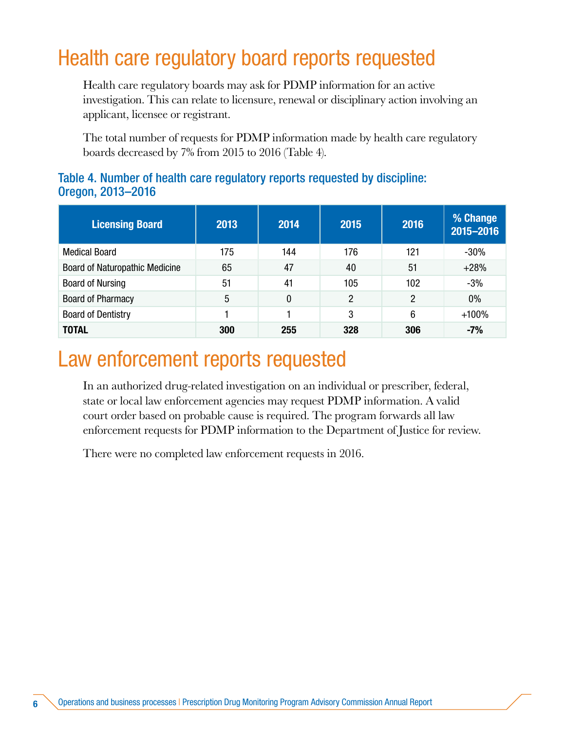# Health care regulatory board reports requested

Health care regulatory boards may ask for PDMP information for an active investigation. This can relate to licensure, renewal or disciplinary action involving an applicant, licensee or registrant.

The total number of requests for PDMP information made by health care regulatory boards decreased by 7% from 2015 to 2016 (Table 4).

**Table 4. Number of health care regulatory reports requested by discipline: Oregon, 2013–2016**

| Licensing Board | 2013 | 2014 | 2015 | 2016 | % Change 2015–2016 |
|---|---|---|---|---|---|
| Medical Board | 175 | 144 | 176 | 121 | -30% |
| Board of Naturopathic Medicine | 65 | 47 | 40 | 51 | +28% |
| Board of Nursing | 51 | 41 | 105 | 102 | -3% |
| Board of Pharmacy | 5 | 0 | 2 | 2 | 0% |
| Board of Dentistry | 1 | 1 | 3 | 6 | +100% |
| **TOTAL** | **300** | **255** | **328** | **306** | **-7%** |

# Law enforcement reports requested

In an authorized drug-related investigation on an individual or prescriber, federal, state or local law enforcement agencies may request PDMP information. A valid court order based on probable cause is required. The program forwards all law enforcement requests for PDMP information to the Department of Justice for review.

There were no completed law enforcement requests in 2016.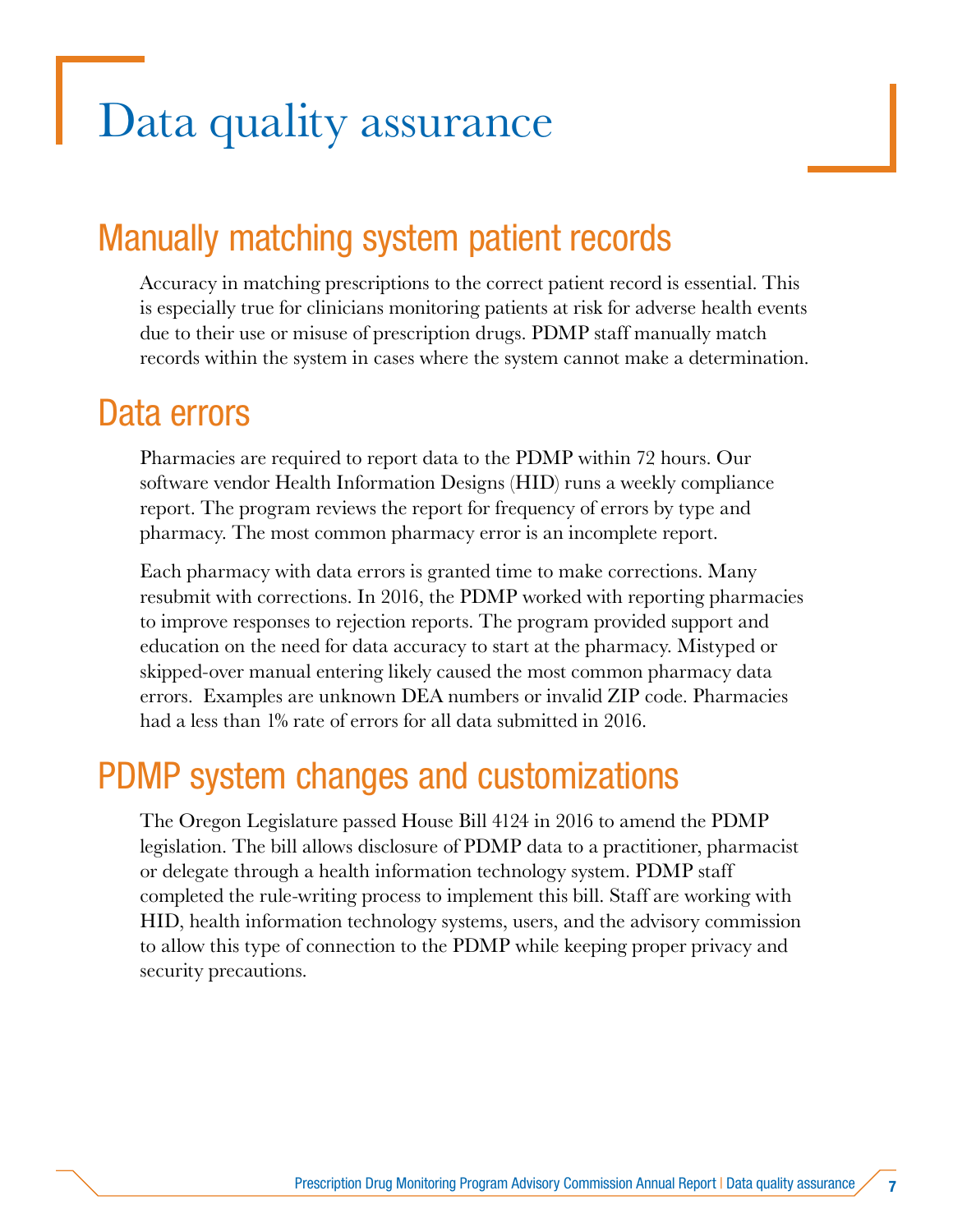# Data quality assurance

## Manually matching system patient records

Accuracy in matching prescriptions to the correct patient record is essential. This is especially true for clinicians monitoring patients at risk for adverse health events due to their use or misuse of prescription drugs. PDMP staff manually match records within the system in cases where the system cannot make a determination.

## Data errors

Pharmacies are required to report data to the PDMP within 72 hours. Our software vendor Health Information Designs (HID) runs a weekly compliance report. The program reviews the report for frequency of errors by type and pharmacy. The most common pharmacy error is an incomplete report.

Each pharmacy with data errors is granted time to make corrections. Many resubmit with corrections. In 2016, the PDMP worked with reporting pharmacies to improve responses to rejection reports. The program provided support and education on the need for data accuracy to start at the pharmacy. Mistyped or skipped-over manual entering likely caused the most common pharmacy data errors. Examples are unknown DEA numbers or invalid ZIP code. Pharmacies had a less than 1% rate of errors for all data submitted in 2016.

## PDMP system changes and customizations

The Oregon Legislature passed House Bill 4124 in 2016 to amend the PDMP legislation. The bill allows disclosure of PDMP data to a practitioner, pharmacist or delegate through a health information technology system. PDMP staff completed the rule-writing process to implement this bill. Staff are working with HID, health information technology systems, users, and the advisory commission to allow this type of connection to the PDMP while keeping proper privacy and security precautions.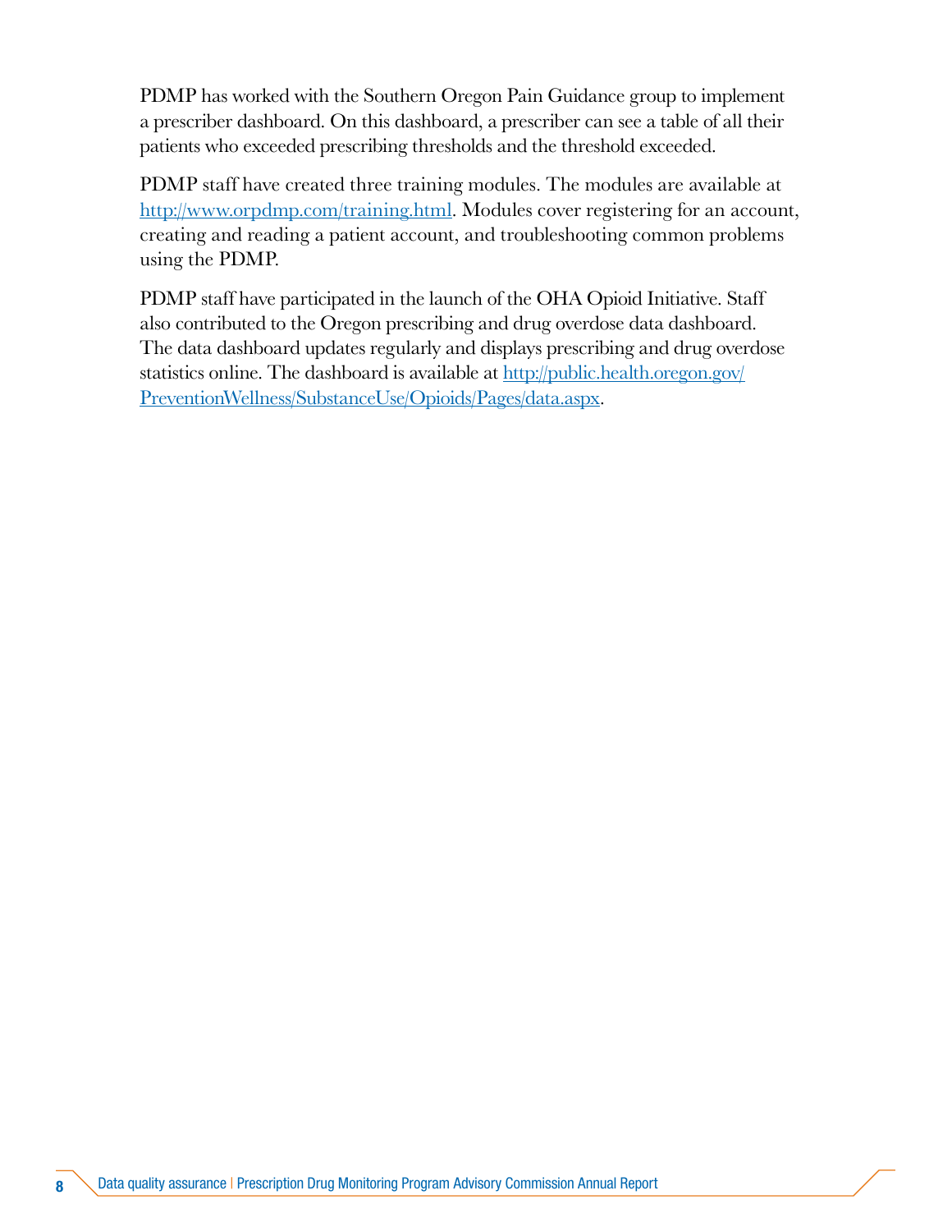PDMP has worked with the Southern Oregon Pain Guidance group to implement a prescriber dashboard. On this dashboard, a prescriber can see a table of all their patients who exceeded prescribing thresholds and the threshold exceeded.

PDMP staff have created three training modules. The modules are available at http://www.orpdmp.com/training.html. Modules cover registering for an account, creating and reading a patient account, and troubleshooting common problems using the PDMP.

PDMP staff have participated in the launch of the OHA Opioid Initiative. Staff also contributed to the Oregon prescribing and drug overdose data dashboard. The data dashboard updates regularly and displays prescribing and drug overdose statistics online. The dashboard is available at http://public.health.oregon.gov/PreventionWellness/SubstanceUse/Opioids/Pages/data.aspx.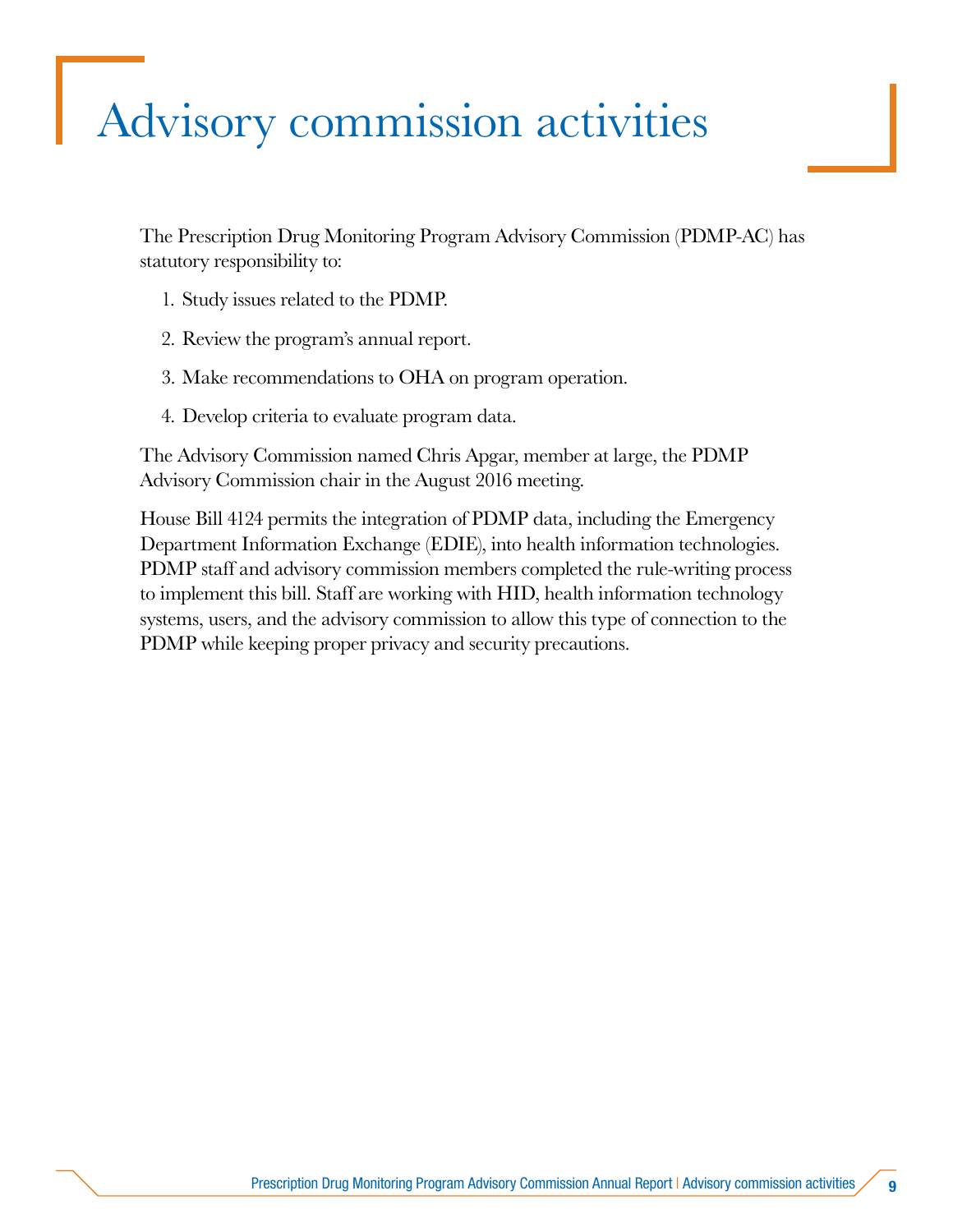# Advisory commission activities

The Prescription Drug Monitoring Program Advisory Commission (PDMP-AC) has statutory responsibility to:

1. Study issues related to the PDMP.
2. Review the program's annual report.
3. Make recommendations to OHA on program operation.
4. Develop criteria to evaluate program data.

The Advisory Commission named Chris Apgar, member at large, the PDMP Advisory Commission chair in the August 2016 meeting.

House Bill 4124 permits the integration of PDMP data, including the Emergency Department Information Exchange (EDIE), into health information technologies. PDMP staff and advisory commission members completed the rule-writing process to implement this bill. Staff are working with HID, health information technology systems, users, and the advisory commission to allow this type of connection to the PDMP while keeping proper privacy and security precautions.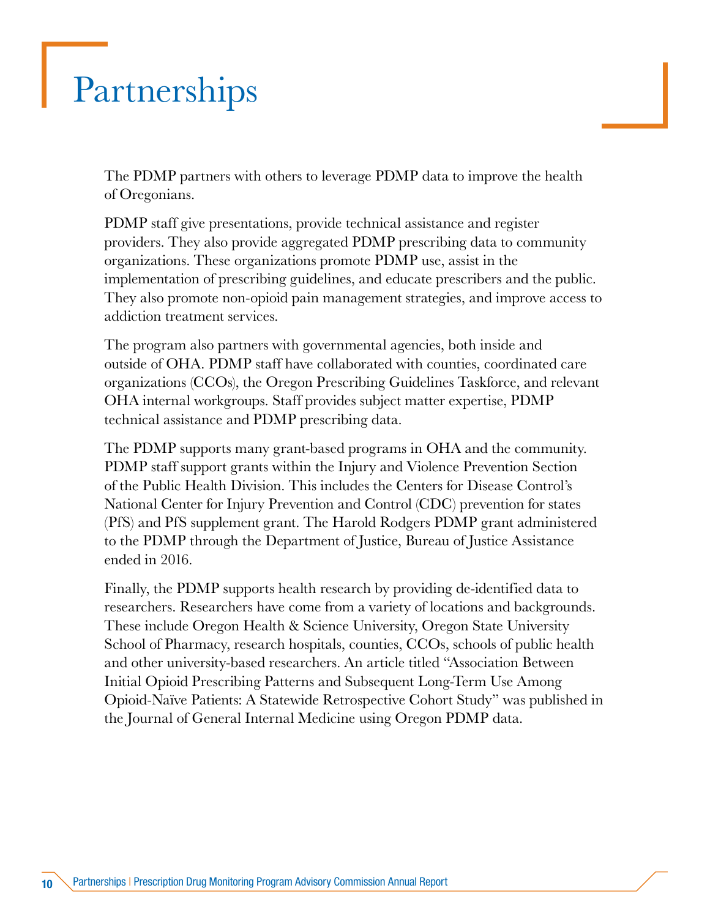# Partnerships

The PDMP partners with others to leverage PDMP data to improve the health of Oregonians.

PDMP staff give presentations, provide technical assistance and register providers. They also provide aggregated PDMP prescribing data to community organizations. These organizations promote PDMP use, assist in the implementation of prescribing guidelines, and educate prescribers and the public. They also promote non-opioid pain management strategies, and improve access to addiction treatment services.

The program also partners with governmental agencies, both inside and outside of OHA. PDMP staff have collaborated with counties, coordinated care organizations (CCOs), the Oregon Prescribing Guidelines Taskforce, and relevant OHA internal workgroups. Staff provides subject matter expertise, PDMP technical assistance and PDMP prescribing data.

The PDMP supports many grant-based programs in OHA and the community. PDMP staff support grants within the Injury and Violence Prevention Section of the Public Health Division. This includes the Centers for Disease Control's National Center for Injury Prevention and Control (CDC) prevention for states (PfS) and PfS supplement grant. The Harold Rodgers PDMP grant administered to the PDMP through the Department of Justice, Bureau of Justice Assistance ended in 2016.

Finally, the PDMP supports health research by providing de-identified data to researchers. Researchers have come from a variety of locations and backgrounds. These include Oregon Health & Science University, Oregon State University School of Pharmacy, research hospitals, counties, CCOs, schools of public health and other university-based researchers. An article titled "Association Between Initial Opioid Prescribing Patterns and Subsequent Long-Term Use Among Opioid-Naïve Patients: A Statewide Retrospective Cohort Study" was published in the Journal of General Internal Medicine using Oregon PDMP data.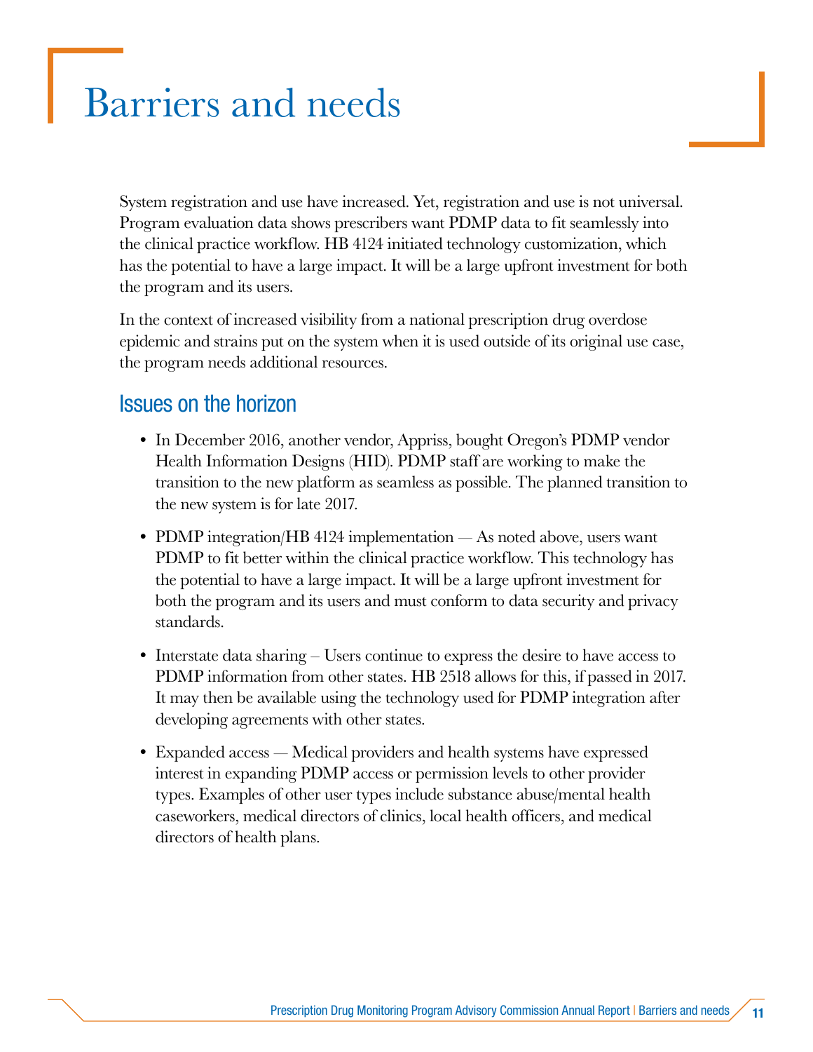# Barriers and needs

System registration and use have increased. Yet, registration and use is not universal. Program evaluation data shows prescribers want PDMP data to fit seamlessly into the clinical practice workflow. HB 4124 initiated technology customization, which has the potential to have a large impact. It will be a large upfront investment for both the program and its users.

In the context of increased visibility from a national prescription drug overdose epidemic and strains put on the system when it is used outside of its original use case, the program needs additional resources.

## Issues on the horizon

- In December 2016, another vendor, Appriss, bought Oregon's PDMP vendor Health Information Designs (HID). PDMP staff are working to make the transition to the new platform as seamless as possible. The planned transition to the new system is for late 2017.
- PDMP integration/HB 4124 implementation — As noted above, users want PDMP to fit better within the clinical practice workflow. This technology has the potential to have a large impact. It will be a large upfront investment for both the program and its users and must conform to data security and privacy standards.
- Interstate data sharing – Users continue to express the desire to have access to PDMP information from other states. HB 2518 allows for this, if passed in 2017. It may then be available using the technology used for PDMP integration after developing agreements with other states.
- Expanded access — Medical providers and health systems have expressed interest in expanding PDMP access or permission levels to other provider types. Examples of other user types include substance abuse/mental health caseworkers, medical directors of clinics, local health officers, and medical directors of health plans.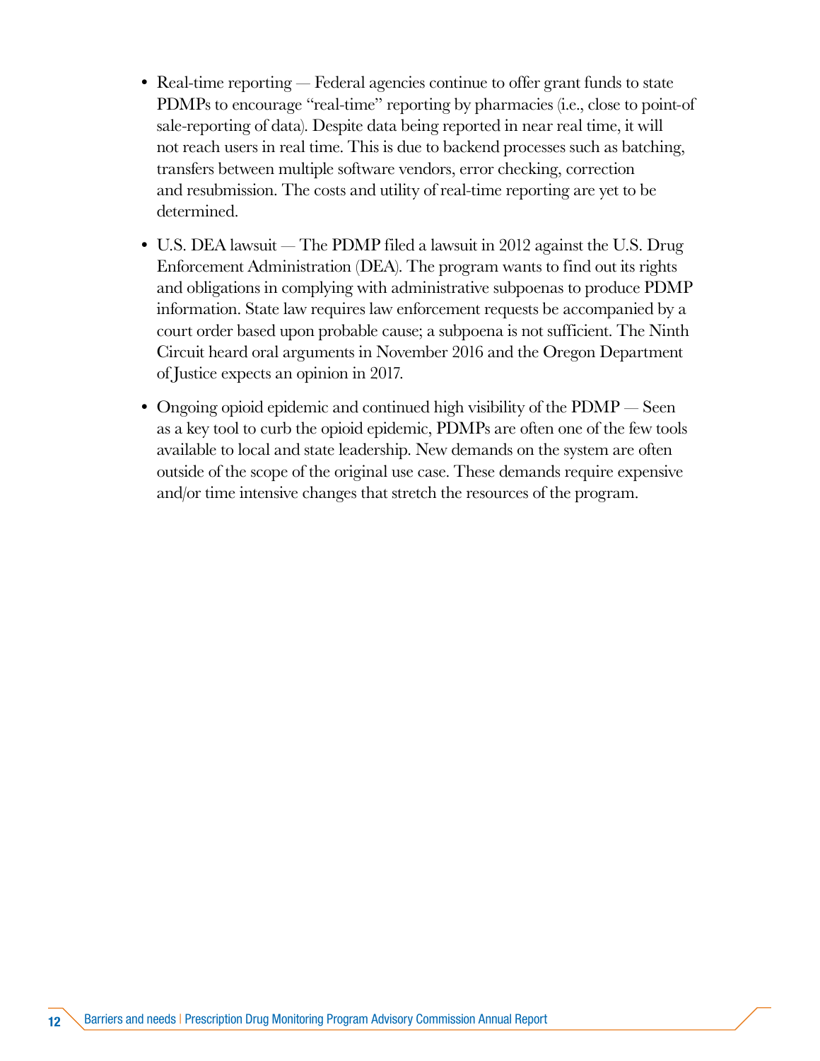- Real-time reporting — Federal agencies continue to offer grant funds to state PDMPs to encourage "real-time" reporting by pharmacies (i.e., close to point-of sale-reporting of data). Despite data being reported in near real time, it will not reach users in real time. This is due to backend processes such as batching, transfers between multiple software vendors, error checking, correction and resubmission. The costs and utility of real-time reporting are yet to be determined.

- U.S. DEA lawsuit — The PDMP filed a lawsuit in 2012 against the U.S. Drug Enforcement Administration (DEA). The program wants to find out its rights and obligations in complying with administrative subpoenas to produce PDMP information. State law requires law enforcement requests be accompanied by a court order based upon probable cause; a subpoena is not sufficient. The Ninth Circuit heard oral arguments in November 2016 and the Oregon Department of Justice expects an opinion in 2017.

- Ongoing opioid epidemic and continued high visibility of the PDMP — Seen as a key tool to curb the opioid epidemic, PDMPs are often one of the few tools available to local and state leadership. New demands on the system are often outside of the scope of the original use case. These demands require expensive and/or time intensive changes that stretch the resources of the program.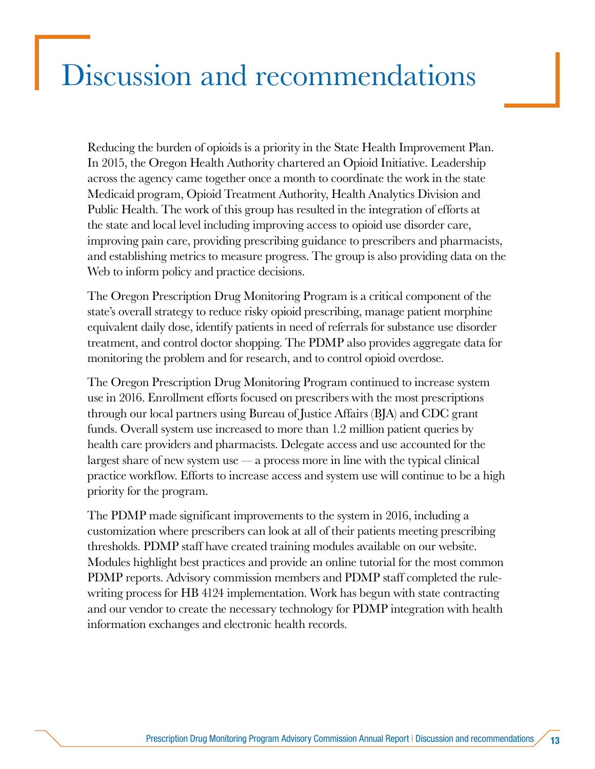# Discussion and recommendations

Reducing the burden of opioids is a priority in the State Health Improvement Plan. In 2015, the Oregon Health Authority chartered an Opioid Initiative. Leadership across the agency came together once a month to coordinate the work in the state Medicaid program, Opioid Treatment Authority, Health Analytics Division and Public Health. The work of this group has resulted in the integration of efforts at the state and local level including improving access to opioid use disorder care, improving pain care, providing prescribing guidance to prescribers and pharmacists, and establishing metrics to measure progress. The group is also providing data on the Web to inform policy and practice decisions.

The Oregon Prescription Drug Monitoring Program is a critical component of the state's overall strategy to reduce risky opioid prescribing, manage patient morphine equivalent daily dose, identify patients in need of referrals for substance use disorder treatment, and control doctor shopping. The PDMP also provides aggregate data for monitoring the problem and for research, and to control opioid overdose.

The Oregon Prescription Drug Monitoring Program continued to increase system use in 2016. Enrollment efforts focused on prescribers with the most prescriptions through our local partners using Bureau of Justice Affairs (BJA) and CDC grant funds. Overall system use increased to more than 1.2 million patient queries by health care providers and pharmacists. Delegate access and use accounted for the largest share of new system use — a process more in line with the typical clinical practice workflow. Efforts to increase access and system use will continue to be a high priority for the program.

The PDMP made significant improvements to the system in 2016, including a customization where prescribers can look at all of their patients meeting prescribing thresholds. PDMP staff have created training modules available on our website. Modules highlight best practices and provide an online tutorial for the most common PDMP reports. Advisory commission members and PDMP staff completed the rule-writing process for HB 4124 implementation. Work has begun with state contracting and our vendor to create the necessary technology for PDMP integration with health information exchanges and electronic health records.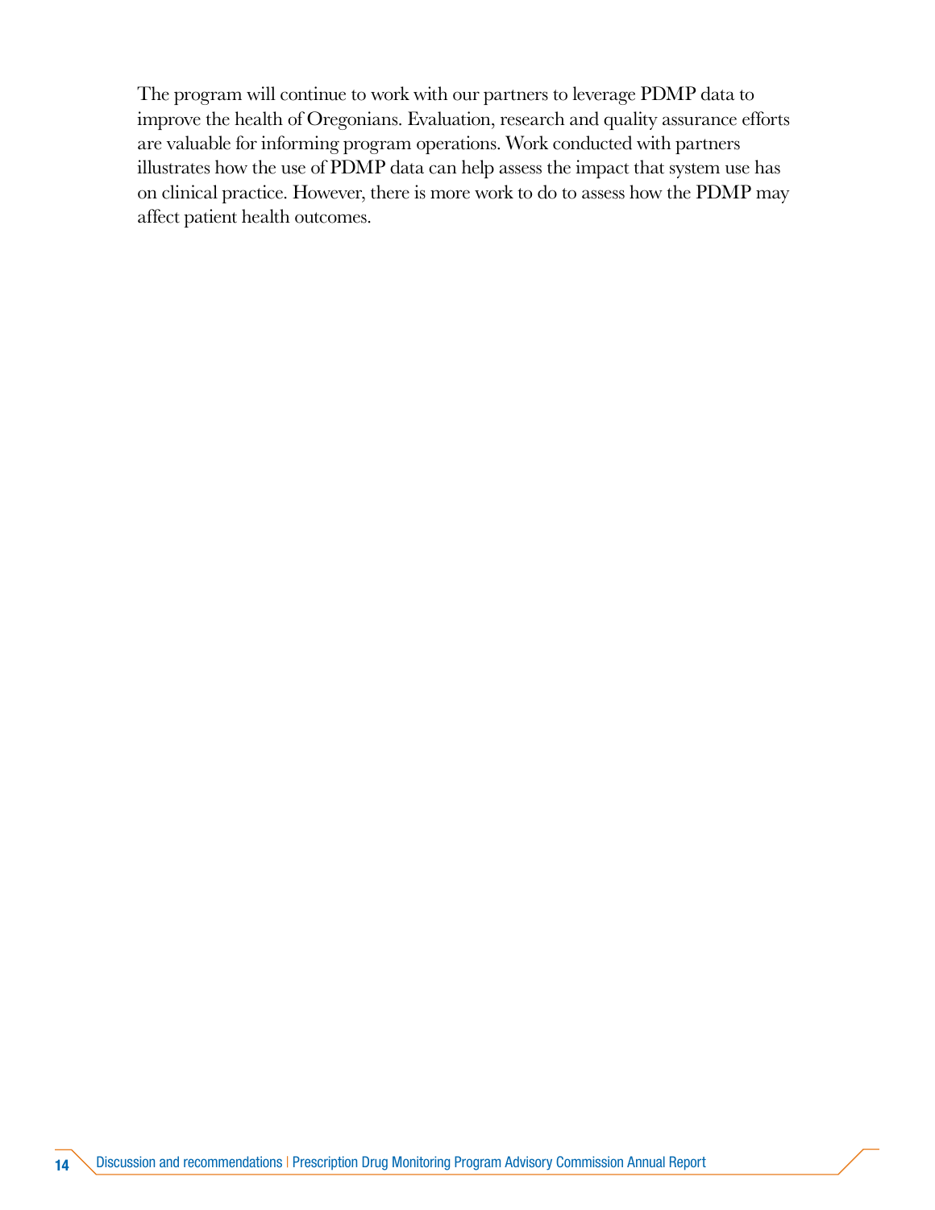The program will continue to work with our partners to leverage PDMP data to improve the health of Oregonians. Evaluation, research and quality assurance efforts are valuable for informing program operations. Work conducted with partners illustrates how the use of PDMP data can help assess the impact that system use has on clinical practice. However, there is more work to do to assess how the PDMP may affect patient health outcomes.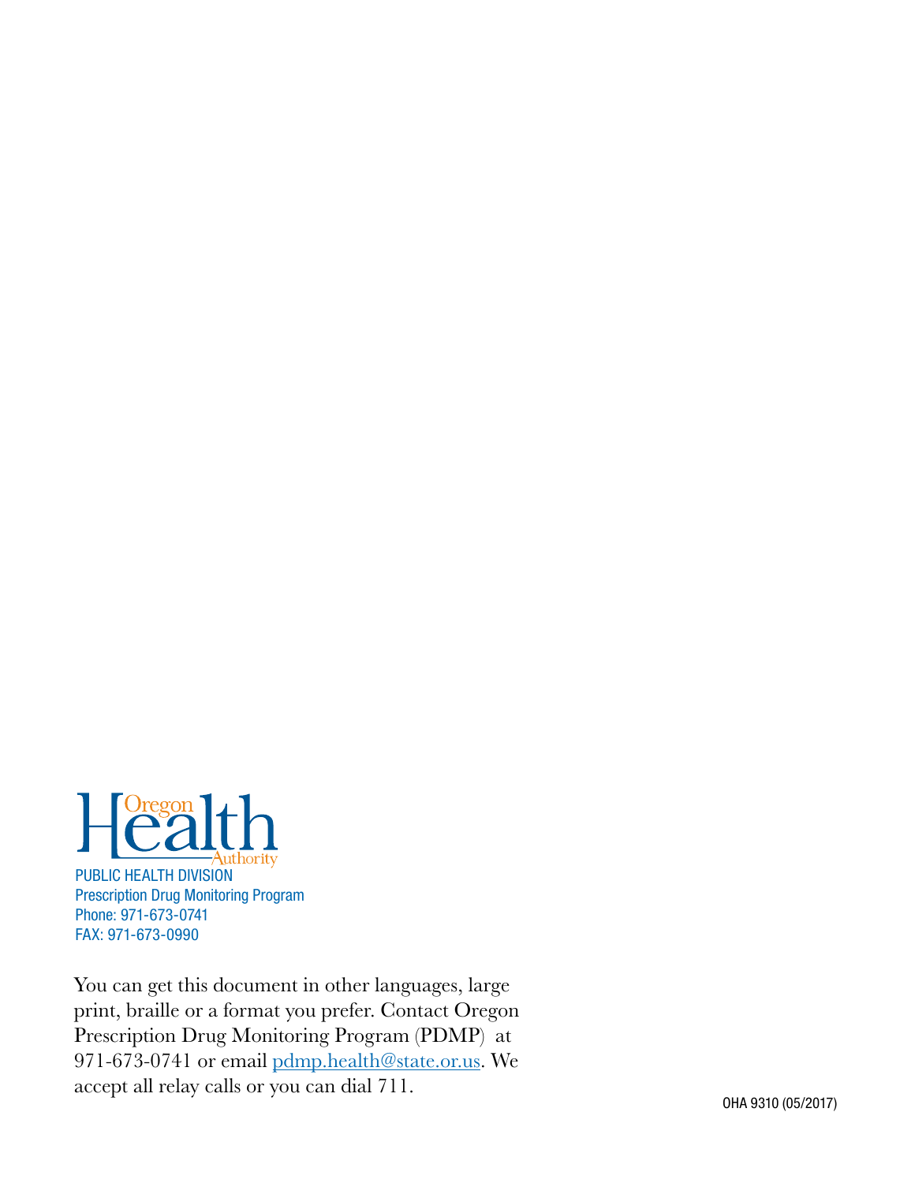Oregon Health Authority

PUBLIC HEALTH DIVISION
Prescription Drug Monitoring Program
Phone: 971-673-0741
FAX: 971-673-0990

You can get this document in other languages, large print, braille or a format you prefer. Contact Oregon Prescription Drug Monitoring Program (PDMP) at 971-673-0741 or email pdmp.health@state.or.us. We accept all relay calls or you can dial 711.

OHA 9310 (05/2017)